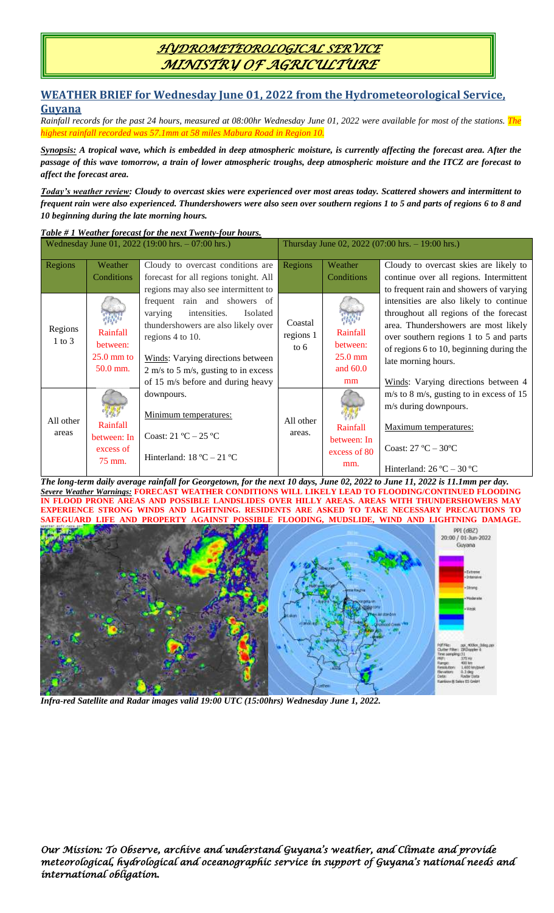# *HYDROMETEOROLOGICAL SERVICE*
# *MINISTRY OF AGRICULTURE*

## WEATHER BRIEF for Wednesday June 01, 2022 from the Hydrometeorological Service, Guyana

*Rainfall records for the past 24 hours, measured at 08:00hr Wednesday June 01, 2022 were available for most of the stations. The highest rainfall recorded was 57.1mm at 58 miles Mabura Road in Region 10.*

***Synopsis:*** ***A tropical wave, which is embedded in deep atmospheric moisture, is currently affecting the forecast area. After the passage of this wave tomorrow, a train of lower atmospheric troughs, deep atmospheric moisture and the ITCZ are forecast to affect the forecast area.***

***Today's weather review:*** ***Cloudy to overcast skies were experienced over most areas today. Scattered showers and intermittent to frequent rain were also experienced. Thundershowers were also seen over southern regions 1 to 5 and parts of regions 6 to 8 and 10 beginning during the late morning hours.***

***Table # 1 Weather forecast for the next Twenty-four hours.***

| Wednesday June 01, 2022 (19:00 hrs. – 07:00 hrs.) | | | Thursday June 02, 2022 (07:00 hrs. – 19:00 hrs.) | | |
|---|---|---|---|---|---|
| Regions | Weather Conditions | Cloudy to overcast conditions are forecast for all regions tonight. All regions may also see intermittent to frequent rain and showers of varying intensities. Isolated thundershowers are also likely over regions 4 to 10.<br><br>Winds: Varying directions between 2 m/s to 5 m/s, gusting to in excess of 15 m/s before and during heavy downpours.<br><br>Minimum temperatures:<br><br>Coast: 21 ºC – 25 ºC<br><br>Hinterland: 18 ºC – 21 ºC | Regions | Weather Conditions | Cloudy to overcast skies are likely to continue over all regions. Intermittent to frequent rain and showers of varying intensities are also likely to continue throughout all regions of the forecast area. Thundershowers are most likely over southern regions 1 to 5 and parts of regions 6 to 10, beginning during the late morning hours.<br><br>Winds: Varying directions between 4 m/s to 8 m/s, gusting to in excess of 15 m/s during downpours.<br><br>Maximum temperatures:<br><br>Coast: 27 ºC – 30ºC<br><br>Hinterland: 26 ºC – 30 ºC |
| Regions 1 to 3 | Rainfall between: 25.0 mm to 50.0 mm. | | Coastal regions 1 to 6 | Rainfall between: 25.0 mm and 60.0 mm | |
| All other areas | Rainfall between: In excess of 75 mm. | | All other areas. | Rainfall between: In excess of 80 mm. | |

***The long-term daily average rainfall for Georgetown, for the next 10 days, June 02, 2022 to June 11, 2022 is 11.1mm per day.***

***Severe Weather Warnings:*** **FORECAST WEATHER CONDITIONS WILL LIKELY LEAD TO FLOODING/CONTINUED FLOODING IN FLOOD PRONE AREAS AND POSSIBLE LANDSLIDES OVER HILLY AREAS. AREAS WITH THUNDERSHOWERS MAY EXPERIENCE STRONG WINDS AND LIGHTNING. RESIDENTS ARE ASKED TO TAKE NECESSARY PRECAUTIONS TO SAFEGUARD LIFE AND PROPERTY AGAINST POSSIBLE FLOODING, MUDSLIDE, WIND AND LIGHTNING DAMAGE.**

***Infra-red Satellite and Radar images valid 19:00 UTC (15:00hrs) Wednesday June 1, 2022.***

*Our Mission: To Observe, archive and understand Guyana's weather, and Climate and provide meteorological, hydrological and oceanographic service in support of Guyana's national needs and international obligation.*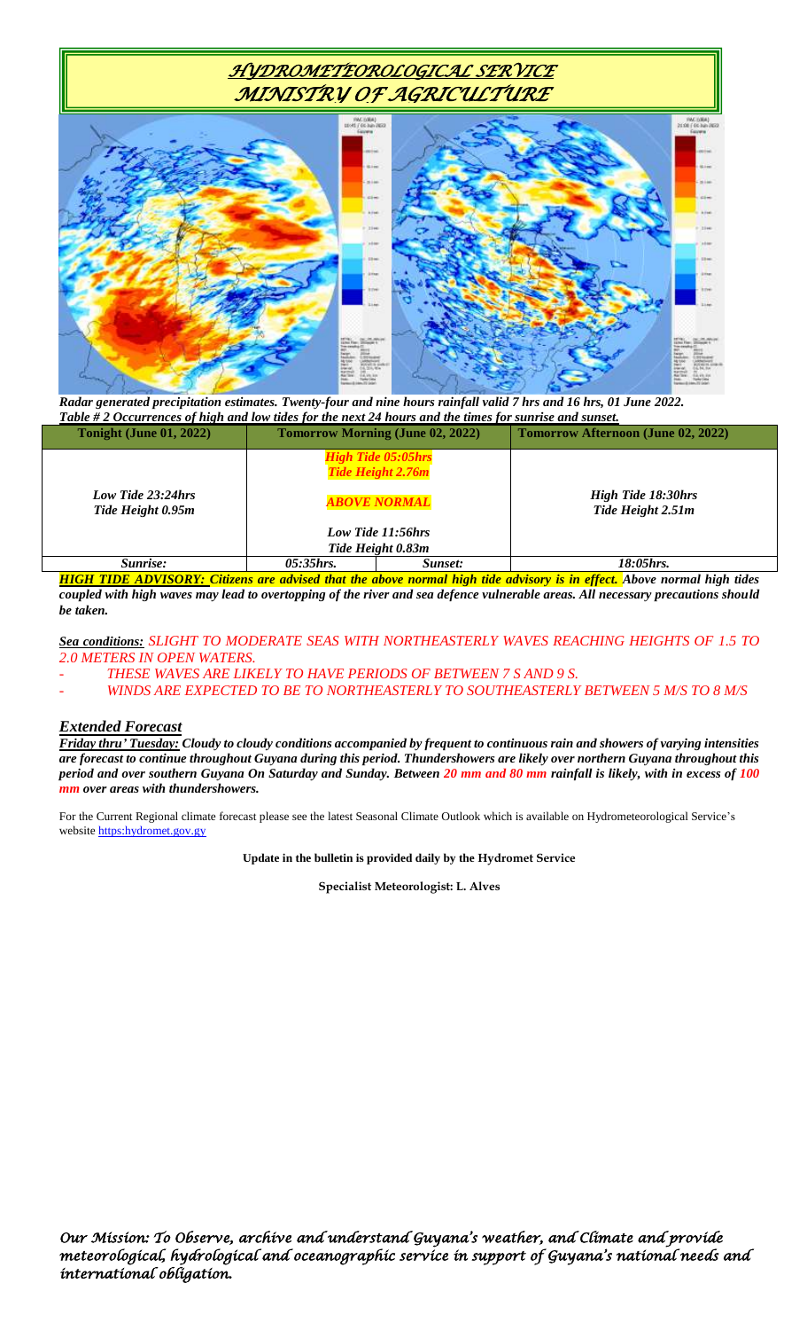# *HYDROMETEOROLOGICAL SERVICE*
# *MINISTRY OF AGRICULTURE*

***Radar generated precipitation estimates. Twenty-four and nine hours rainfall valid 7 hrs and 16 hrs, 01 June 2022.***

***Table # 2 Occurrences of high and low tides for the next 24 hours and the times for sunrise and sunset.***

| **Tonight (June 01, 2022)** | **Tomorrow Morning (June 02, 2022)** | | **Tomorrow Afternoon (June 02, 2022)** |
|---|---|---|---|
| ***Low Tide 23:24hrs***<br>***Tide Height 0.95m*** | ***High Tide 05:05hrs***<br>***Tide Height 2.76m***<br>***ABOVE NORMAL***<br>***Low Tide 11:56hrs***<br>***Tide Height 0.83m*** | | ***High Tide 18:30hrs***<br>***Tide Height 2.51m*** |
| ***Sunrise:*** | ***05:35hrs.*** | ***Sunset:*** | ***18:05hrs.*** |

***HIGH TIDE ADVISORY:** Citizens are advised that the above normal high tide advisory is in effect. Above normal high tides coupled with high waves may lead to overtopping of the river and sea defence vulnerable areas. All necessary precautions should be taken.*

***Sea conditions:*** *SLIGHT TO MODERATE SEAS WITH NORTHEASTERLY WAVES REACHING HEIGHTS OF 1.5 TO 2.0 METERS IN OPEN WATERS.*

- *THESE WAVES ARE LIKELY TO HAVE PERIODS OF BETWEEN 7 S AND 9 S.*
- *WINDS ARE EXPECTED TO BE TO NORTHEASTERLY TO SOUTHEASTERLY BETWEEN 5 M/S TO 8 M/S*

## *Extended Forecast*

***Friday thru' Tuesday:** Cloudy to cloudy conditions accompanied by frequent to continuous rain and showers of varying intensities are forecast to continue throughout Guyana during this period. Thundershowers are likely over northern Guyana throughout this period and over southern Guyana On Saturday and Sunday. Between 20 mm and 80 mm rainfall is likely, with in excess of 100 mm over areas with thundershowers.*

For the Current Regional climate forecast please see the latest Seasonal Climate Outlook which is available on Hydrometeorological Service's website https:hydromet.gov.gy

**Update in the bulletin is provided daily by the Hydromet Service**

**Specialist Meteorologist: L. Alves**

*Our Mission: To Observe, archive and understand Guyana's weather, and Climate and provide meteorological, hydrological and oceanographic service in support of Guyana's national needs and international obligation.*